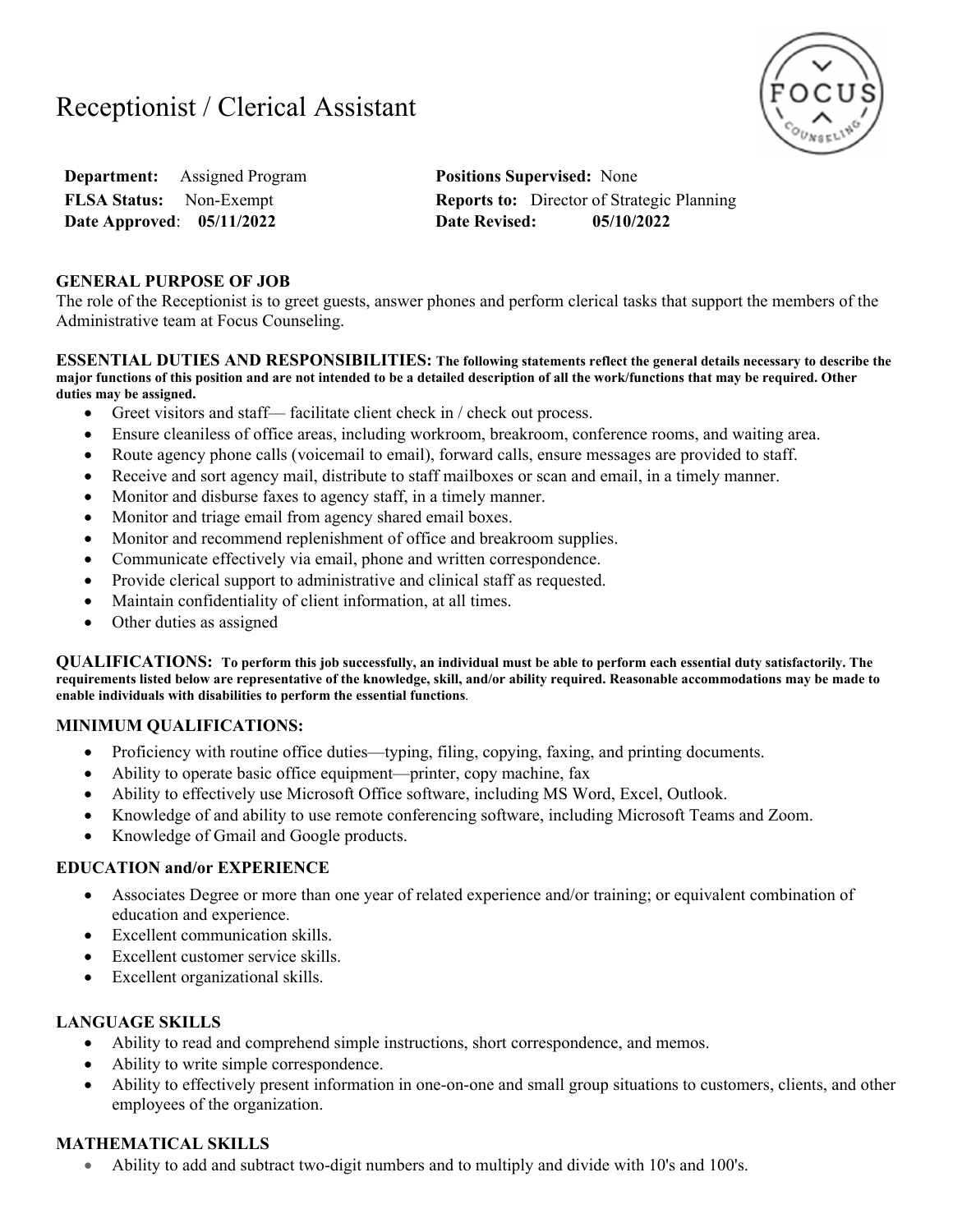# Receptionist / Clerical Assistant

| | | | |
|---|---|---|---|
| **Department:** | Assigned Program | **Positions Supervised:** | None |
| **FLSA Status:** | Non-Exempt | **Reports to:** | Director of Strategic Planning |
| **Date Approved**: | **05/11/2022** | **Date Revised:** | **05/10/2022** |

**GENERAL PURPOSE OF JOB**

The role of the Receptionist is to greet guests, answer phones and perform clerical tasks that support the members of the Administrative team at Focus Counseling.

**ESSENTIAL DUTIES AND RESPONSIBILITIES:** **The following statements reflect the general details necessary to describe the major functions of this position and are not intended to be a detailed description of all the work/functions that may be required. Other duties may be assigned.**

- Greet visitors and staff— facilitate client check in / check out process.
- Ensure cleaniless of office areas, including workroom, breakroom, conference rooms, and waiting area.
- Route agency phone calls (voicemail to email), forward calls, ensure messages are provided to staff.
- Receive and sort agency mail, distribute to staff mailboxes or scan and email, in a timely manner.
- Monitor and disburse faxes to agency staff, in a timely manner.
- Monitor and triage email from agency shared email boxes.
- Monitor and recommend replenishment of office and breakroom supplies.
- Communicate effectively via email, phone and written correspondence.
- Provide clerical support to administrative and clinical staff as requested.
- Maintain confidentiality of client information, at all times.
- Other duties as assigned

**QUALIFICATIONS:** **To perform this job successfully, an individual must be able to perform each essential duty satisfactorily. The requirements listed below are representative of the knowledge, skill, and/or ability required. Reasonable accommodations may be made to enable individuals with disabilities to perform the essential functions**.

**MINIMUM QUALIFICATIONS:**

- Proficiency with routine office duties—typing, filing, copying, faxing, and printing documents.
- Ability to operate basic office equipment—printer, copy machine, fax
- Ability to effectively use Microsoft Office software, including MS Word, Excel, Outlook.
- Knowledge of and ability to use remote conferencing software, including Microsoft Teams and Zoom.
- Knowledge of Gmail and Google products.

**EDUCATION and/or EXPERIENCE**

- Associates Degree or more than one year of related experience and/or training; or equivalent combination of education and experience.
- Excellent communication skills.
- Excellent customer service skills.
- Excellent organizational skills.

**LANGUAGE SKILLS**

- Ability to read and comprehend simple instructions, short correspondence, and memos.
- Ability to write simple correspondence.
- Ability to effectively present information in one-on-one and small group situations to customers, clients, and other employees of the organization.

**MATHEMATICAL SKILLS**

- Ability to add and subtract two-digit numbers and to multiply and divide with 10's and 100's.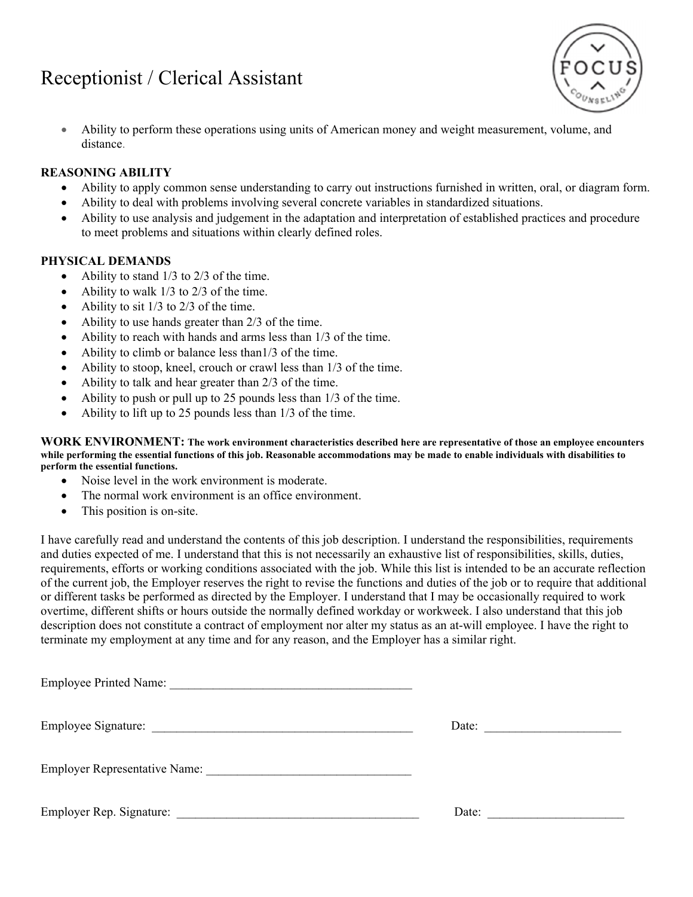# Receptionist / Clerical Assistant

- Ability to perform these operations using units of American money and weight measurement, volume, and distance.

**REASONING ABILITY**

- Ability to apply common sense understanding to carry out instructions furnished in written, oral, or diagram form.
- Ability to deal with problems involving several concrete variables in standardized situations.
- Ability to use analysis and judgement in the adaptation and interpretation of established practices and procedure to meet problems and situations within clearly defined roles.

**PHYSICAL DEMANDS**

- Ability to stand 1/3 to 2/3 of the time.
- Ability to walk 1/3 to 2/3 of the time.
- Ability to sit 1/3 to 2/3 of the time.
- Ability to use hands greater than 2/3 of the time.
- Ability to reach with hands and arms less than 1/3 of the time.
- Ability to climb or balance less than1/3 of the time.
- Ability to stoop, kneel, crouch or crawl less than 1/3 of the time.
- Ability to talk and hear greater than 2/3 of the time.
- Ability to push or pull up to 25 pounds less than 1/3 of the time.
- Ability to lift up to 25 pounds less than 1/3 of the time.

**WORK ENVIRONMENT: The work environment characteristics described here are representative of those an employee encounters while performing the essential functions of this job. Reasonable accommodations may be made to enable individuals with disabilities to perform the essential functions.**

- Noise level in the work environment is moderate.
- The normal work environment is an office environment.
- This position is on-site.

I have carefully read and understand the contents of this job description. I understand the responsibilities, requirements and duties expected of me. I understand that this is not necessarily an exhaustive list of responsibilities, skills, duties, requirements, efforts or working conditions associated with the job. While this list is intended to be an accurate reflection of the current job, the Employer reserves the right to revise the functions and duties of the job or to require that additional or different tasks be performed as directed by the Employer. I understand that I may be occasionally required to work overtime, different shifts or hours outside the normally defined workday or workweek. I also understand that this job description does not constitute a contract of employment nor alter my status as an at-will employee. I have the right to terminate my employment at any time and for any reason, and the Employer has a similar right.

Employee Printed Name: ________________________________________

Employee Signature: ___________________________________________ Date: ______________________

Employer Representative Name: _________________________________

Employer Rep. Signature: _______________________________________ Date: ______________________